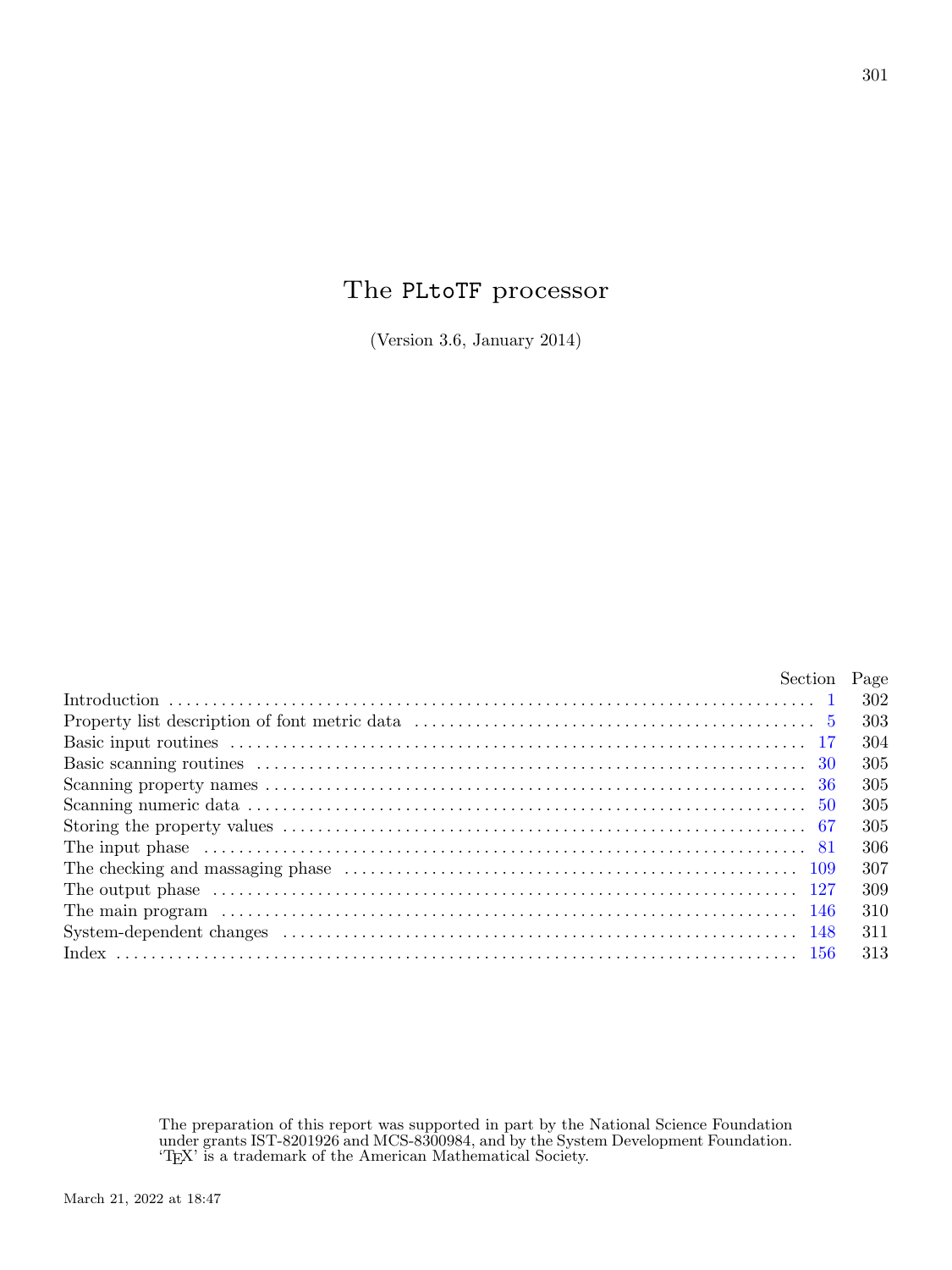# The PLtoTF processor

(Version 3.6, January 2014)

| | Section | Page |
|---|---|---|
| Introduction | 1 | 302 |
| Property list description of font metric data | 5 | 303 |
| Basic input routines | 17 | 304 |
| Basic scanning routines | 30 | 305 |
| Scanning property names | 36 | 305 |
| Scanning numeric data | 50 | 305 |
| Storing the property values | 67 | 305 |
| The input phase | 81 | 306 |
| The checking and massaging phase | 109 | 307 |
| The output phase | 127 | 309 |
| The main program | 146 | 310 |
| System-dependent changes | 148 | 311 |
| Index | 156 | 313 |

The preparation of this report was supported in part by the National Science Foundation under grants IST-8201926 and MCS-8300984, and by the System Development Foundation. 'TEX' is a trademark of the American Mathematical Society.

March 21, 2022 at 18:47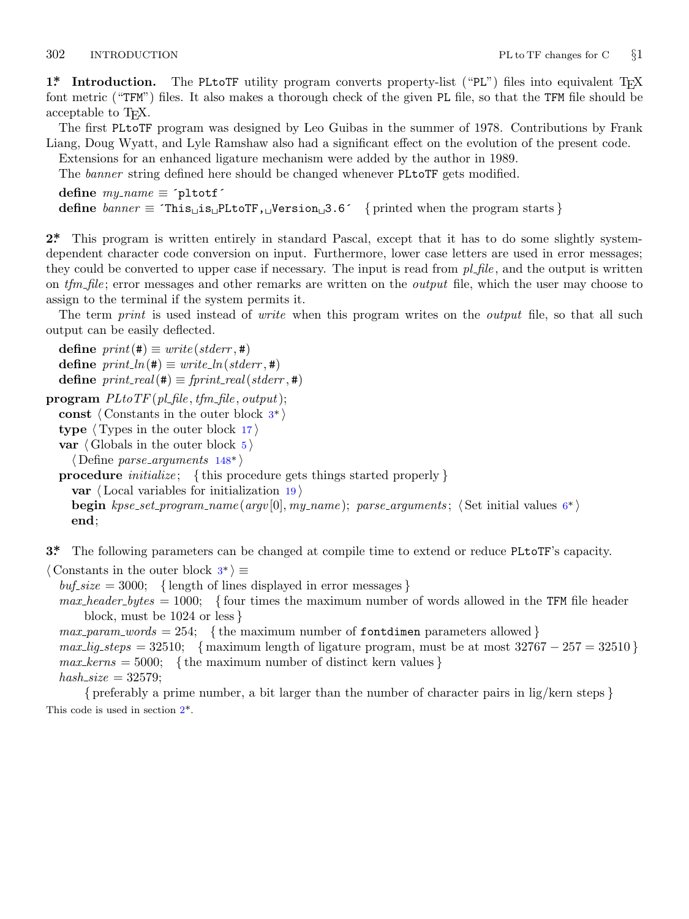**1\*. Introduction.** The PLtoTF utility program converts property-list ("PL") files into equivalent TEX font metric ("TFM") files. It also makes a thorough check of the given PL file, so that the TFM file should be acceptable to TEX.

The first PLtoTF program was designed by Leo Guibas in the summer of 1978. Contributions by Frank Liang, Doug Wyatt, and Lyle Ramshaw also had a significant effect on the evolution of the present code.

Extensions for an enhanced ligature mechanism were added by the author in 1989.

The *banner* string defined here should be changed whenever PLtoTF gets modified.

```
define my_name ≡ ´pltotf´
define banner ≡ ´This␣is␣PLtoTF,␣Version␣3.6´  { printed when the program starts }
```

**2\*.** This program is written entirely in standard Pascal, except that it has to do some slightly system-dependent character code conversion on input. Furthermore, lower case letters are used in error messages; they could be converted to upper case if necessary. The input is read from *pl_file*, and the output is written on *tfm_file*; error messages and other remarks are written on the *output* file, which the user may choose to assign to the terminal if the system permits it.

The term *print* is used instead of *write* when this program writes on the *output* file, so that all such output can be easily deflected.

```
define print(#) ≡ write(stderr, #)
define print_ln(#) ≡ write_ln(stderr, #)
define print_real(#) ≡ fprint_real(stderr, #)

program PLtoTF(pl_file, tfm_file, output);
  const ⟨ Constants in the outer block 3* ⟩
  type ⟨ Types in the outer block 17 ⟩
  var ⟨ Globals in the outer block 5 ⟩
    ⟨ Define parse_arguments 148* ⟩
  procedure initialize;  { this procedure gets things started properly }
    var ⟨ Local variables for initialization 19 ⟩
    begin kpse_set_program_name(argv[0], my_name); parse_arguments; ⟨ Set initial values 6* ⟩
    end;
```

**3\*.** The following parameters can be changed at compile time to extend or reduce PLtoTF's capacity.

```
⟨ Constants in the outer block 3* ⟩ ≡
  buf_size = 3000;  { length of lines displayed in error messages }
  max_header_bytes = 1000;  { four times the maximum number of words allowed in the TFM file header
      block, must be 1024 or less }
  max_param_words = 254;  { the maximum number of fontdimen parameters allowed }
  max_lig_steps = 32510;  { maximum length of ligature program, must be at most 32767 − 257 = 32510 }
  max_kerns = 5000;  { the maximum number of distinct kern values }
  hash_size = 32579;
      { preferably a prime number, a bit larger than the number of character pairs in lig/kern steps }
```

This code is used in section 2\*.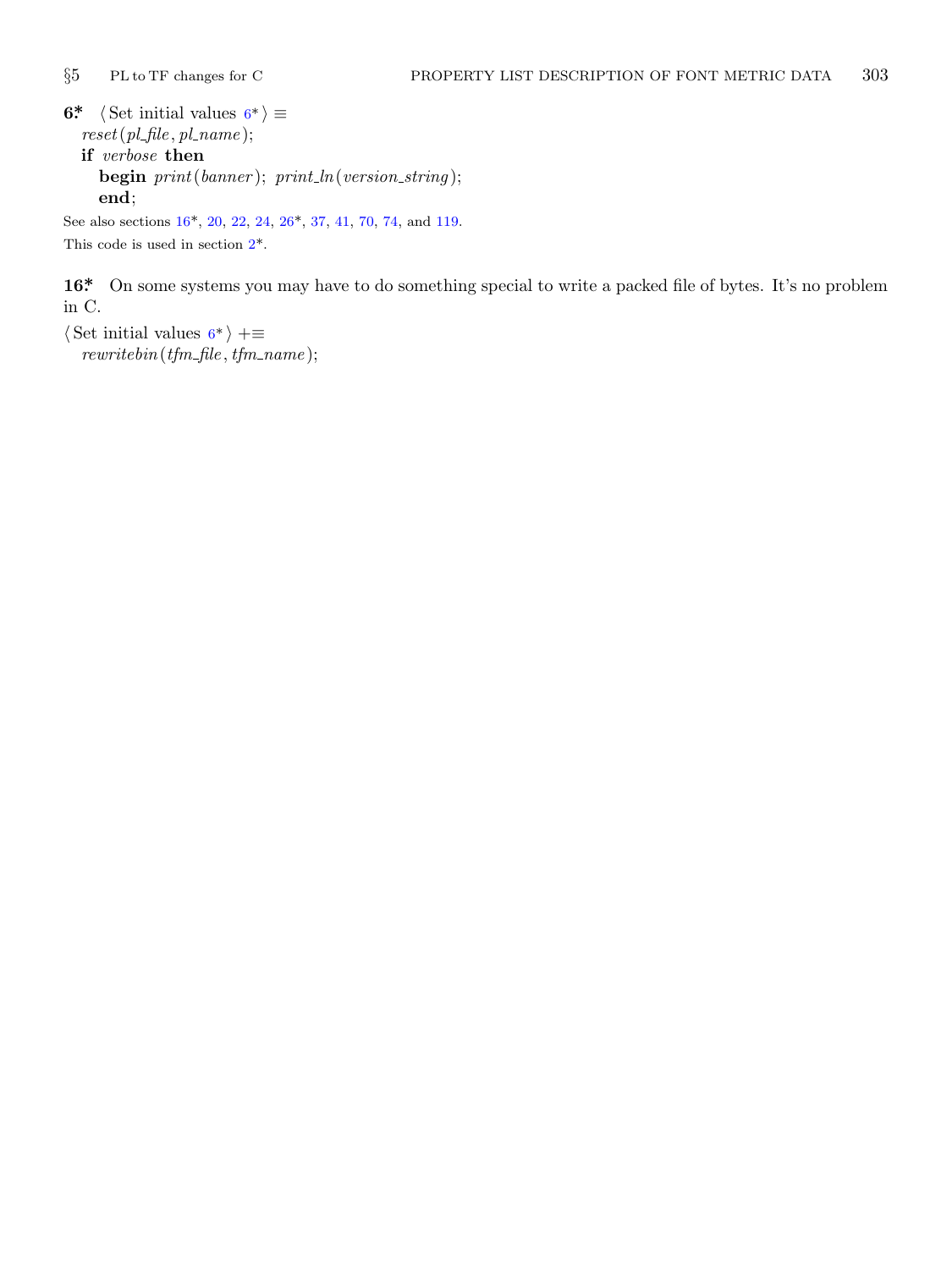**6\*.** ⟨ Set initial values 6\* ⟩ ≡

```
reset(pl_file, pl_name);
if verbose then
   begin print(banner); print_ln(version_string);
   end;
```

See also sections 16\*, 20, 22, 24, 26\*, 37, 41, 70, 74, and 119.

This code is used in section 2\*.

**16\*.** On some systems you may have to do something special to write a packed file of bytes. It's no problem in C.

⟨ Set initial values 6\* ⟩ +≡

```
rewritebin(tfm_file, tfm_name);
```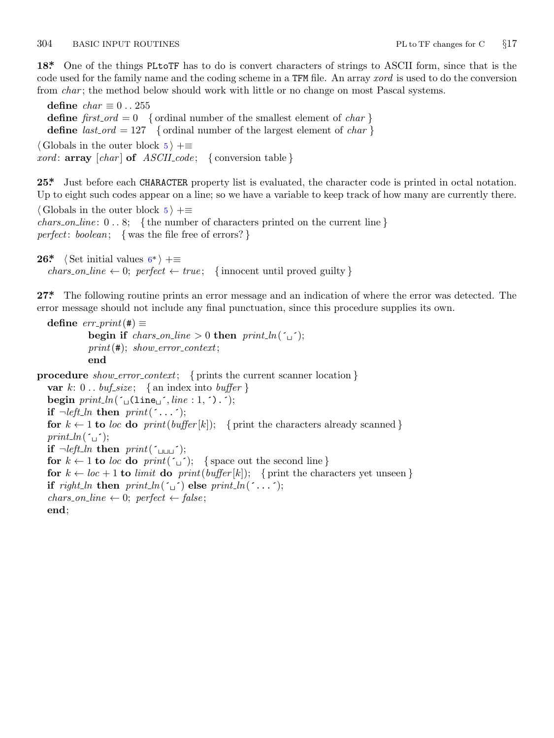**18\*** One of the things PLtoTF has to do is convert characters of strings to ASCII form, since that is the code used for the family name and the coding scheme in a TFM file. An array *xord* is used to do the conversion from *char*; the method below should work with little or no change on most Pascal systems.

```
define char ≡ 0 .. 255
define first_ord = 0   { ordinal number of the smallest element of char }
define last_ord = 127   { ordinal number of the largest element of char }
```

⟨ Globals in the outer block 5 ⟩ +≡

```
xord: array [char] of ASCII_code;   { conversion table }
```

**25\*** Just before each CHARACTER property list is evaluated, the character code is printed in octal notation. Up to eight such codes appear on a line; so we have a variable to keep track of how many are currently there.

⟨ Globals in the outer block 5 ⟩ +≡

```
chars_on_line: 0 .. 8;   { the number of characters printed on the current line }
perfect: boolean;   { was the file free of errors? }
```

**26\*** ⟨ Set initial values 6\* ⟩ +≡

```
chars_on_line ← 0; perfect ← true;   { innocent until proved guilty }
```

**27\*** The following routine prints an error message and an indication of where the error was detected. The error message should not include any final punctuation, since this procedure supplies its own.

```
define err_print(#) ≡
          begin if chars_on_line > 0 then print_ln(´␣´);
          print(#); show_error_context;
          end

procedure show_error_context;   { prints the current scanner location }
  var k: 0 .. buf_size;   { an index into buffer }
  begin print_ln(´␣(line␣´, line : 1, ´).´);
  if ¬left_ln then print(´...´);
  for k ← 1 to loc do print(buffer[k]);   { print the characters already scanned }
  print_ln(´␣´);
  if ¬left_ln then print(´␣␣␣´);
  for k ← 1 to loc do print(´␣´);   { space out the second line }
  for k ← loc + 1 to limit do print(buffer[k]);   { print the characters yet unseen }
  if right_ln then print_ln(´␣´) else print_ln(´...´);
  chars_on_line ← 0; perfect ← false;
  end;
```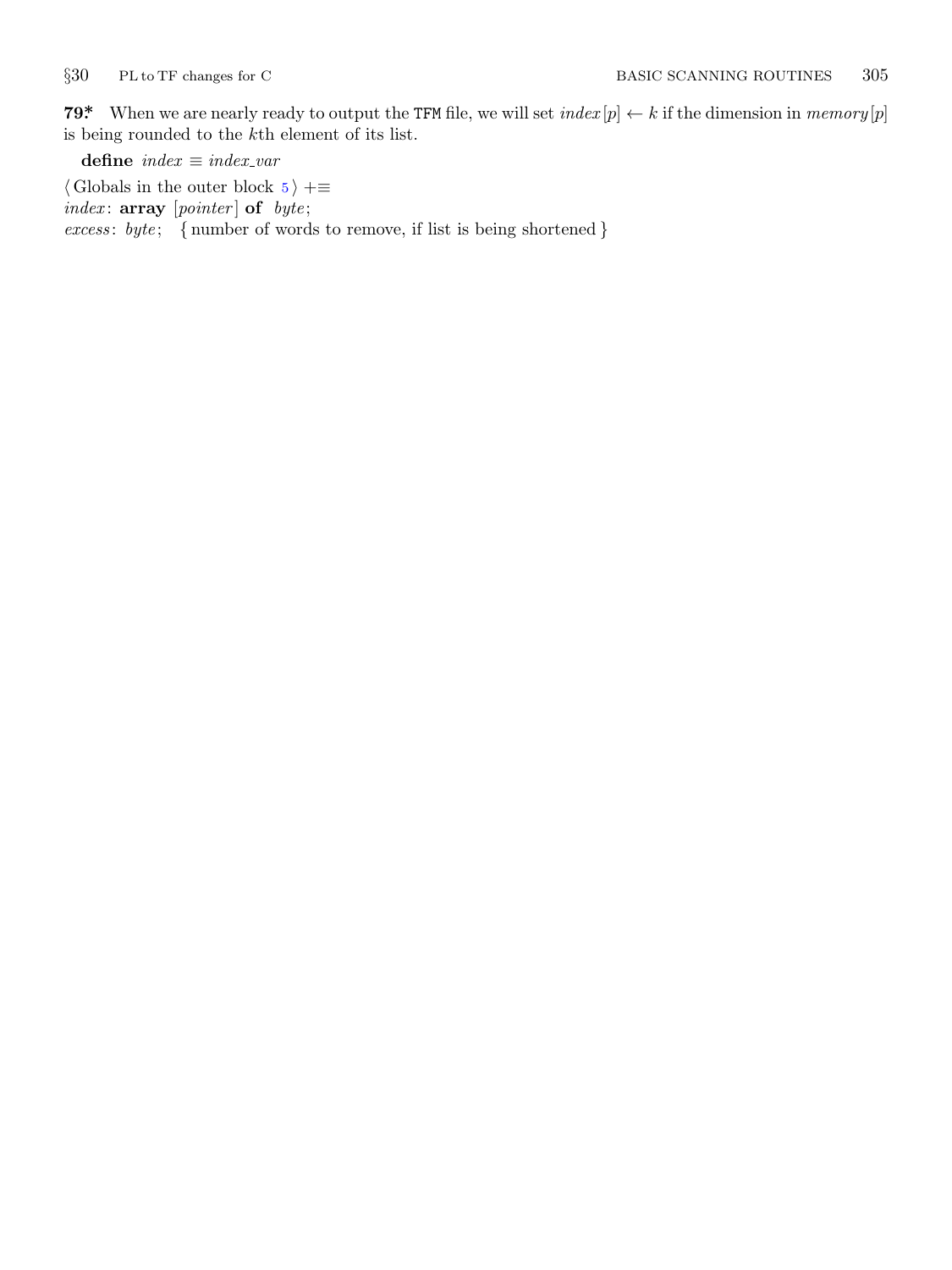**79*** When we are nearly ready to output the TFM file, we will set $index[p] \leftarrow k$ if the dimension in $memory[p]$ is being rounded to the $k$th element of its list.

**define** *index* ≡ *index_var*

⟨ Globals in the outer block 5 ⟩ +≡
*index*: **array** [*pointer*] **of** *byte*;
*excess*: *byte*; { number of words to remove, if list is being shortened }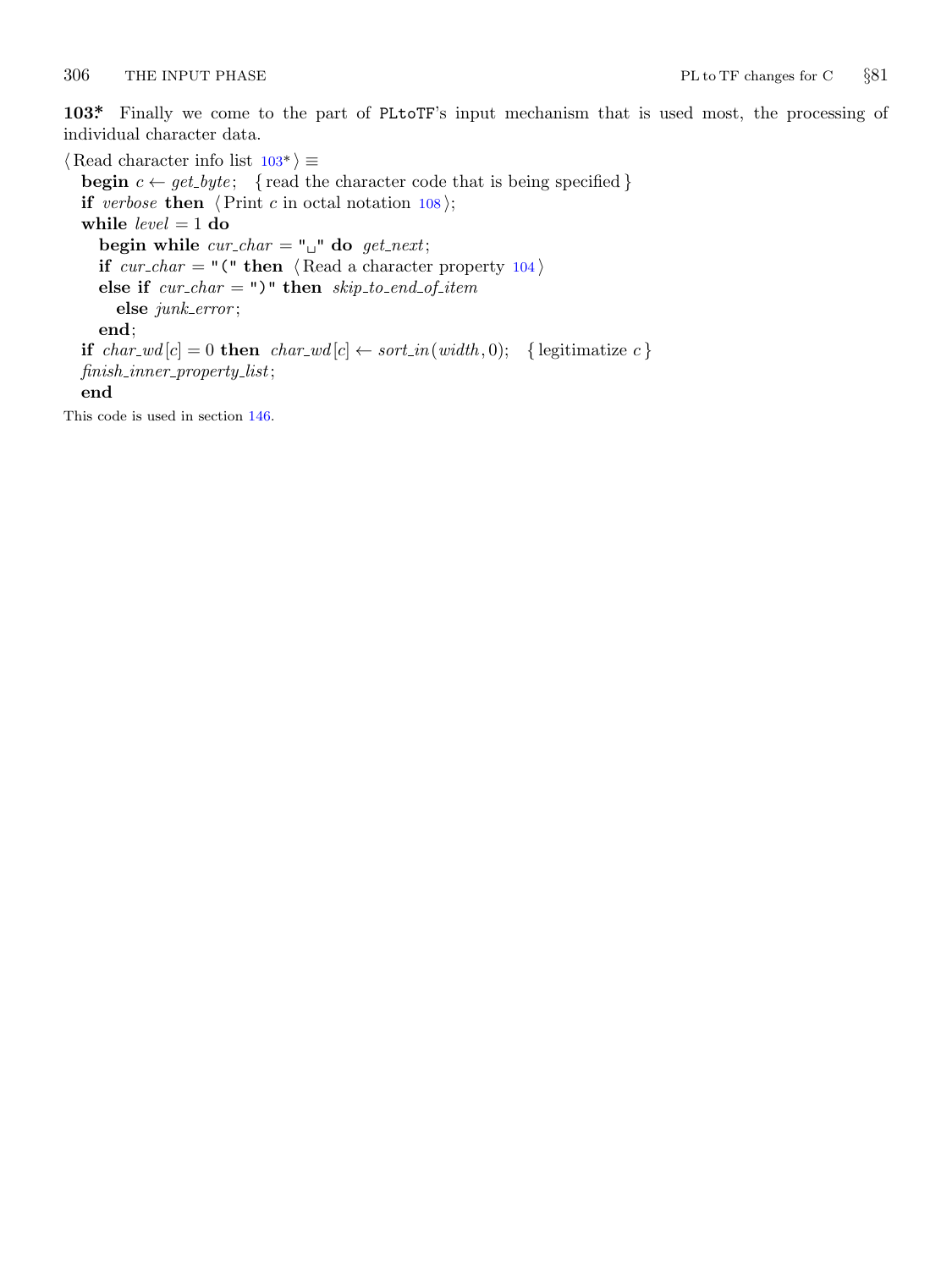**103\*** Finally we come to the part of PLtoTF's input mechanism that is used most, the processing of individual character data.

```
⟨Read character info list 103*⟩ ≡
  begin c ← get_byte;   { read the character code that is being specified }
  if verbose then ⟨Print c in octal notation 108⟩;
  while level = 1 do
    begin while cur_char = "␣" do get_next;
    if cur_char = "(" then ⟨Read a character property 104⟩
    else if cur_char = ")" then skip_to_end_of_item
      else junk_error;
    end;
  if char_wd[c] = 0 then char_wd[c] ← sort_in(width, 0);   { legitimatize c }
  finish_inner_property_list;
  end
```

This code is used in section 146.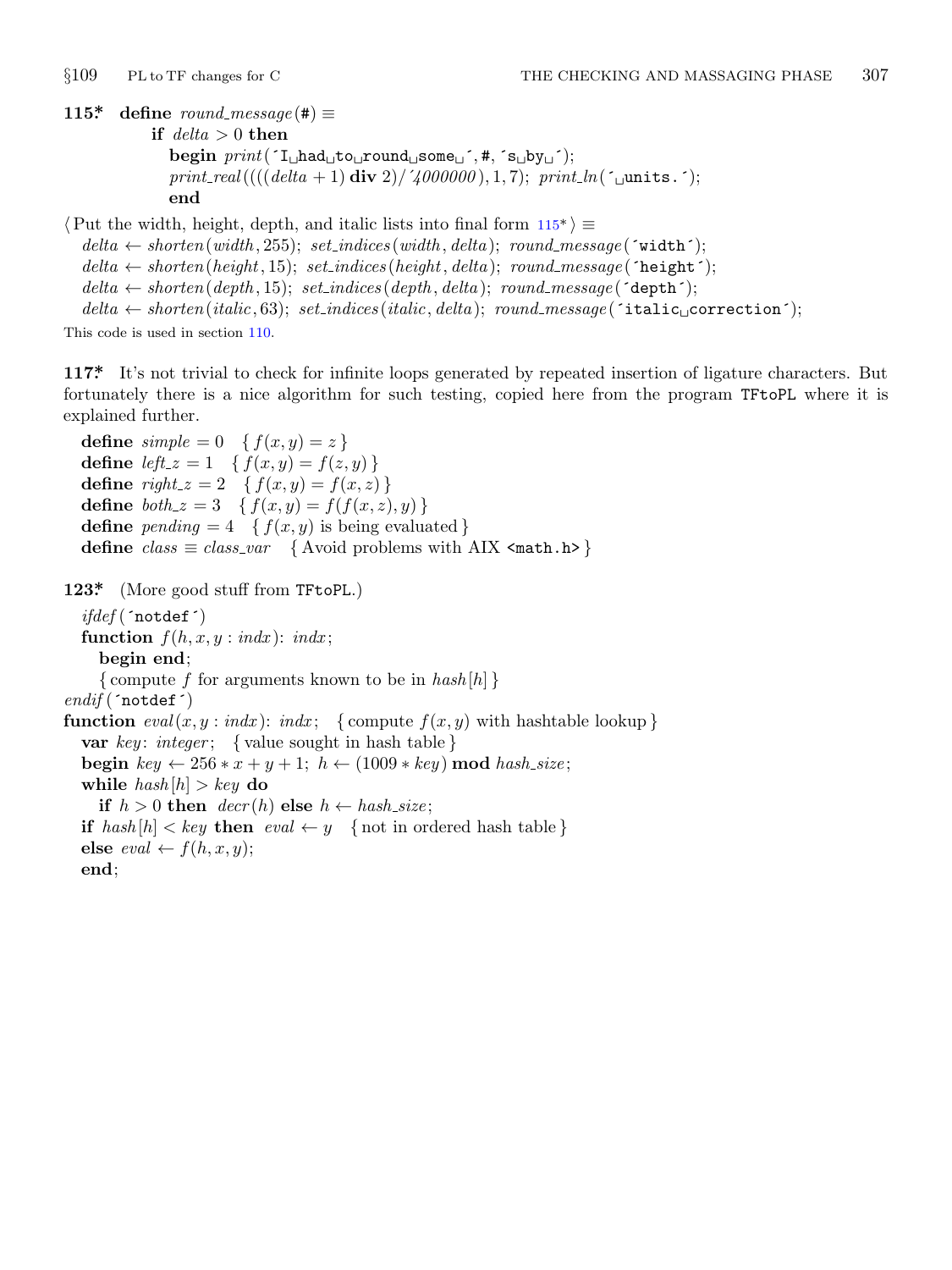**115\*** **define** *round_message*(#) ≡
   **if** *delta* > 0 **then**
      **begin** *print*('I had to round some ', #, 's by ');
      *print_real*((((*delta* + 1) **div** 2)/'4000000), 1, 7); *print_ln*(' units.');
      **end**

⟨ Put the width, height, depth, and italic lists into final form 115\* ⟩ ≡
   *delta* ← *shorten*(*width*, 255); *set_indices*(*width*, *delta*); *round_message*('width');
   *delta* ← *shorten*(*height*, 15); *set_indices*(*height*, *delta*); *round_message*('height');
   *delta* ← *shorten*(*depth*, 15); *set_indices*(*depth*, *delta*); *round_message*('depth');
   *delta* ← *shorten*(*italic*, 63); *set_indices*(*italic*, *delta*); *round_message*('italic correction');

This code is used in section 110.

**117\*** It's not trivial to check for infinite loops generated by repeated insertion of ligature characters. But fortunately there is a nice algorithm for such testing, copied here from the program TFtoPL where it is explained further.

   **define** *simple* = 0   { $f(x, y) = z$ }
   **define** *left_z* = 1   { $f(x, y) = f(z, y)$ }
   **define** *right_z* = 2   { $f(x, y) = f(x, z)$ }
   **define** *both_z* = 3   { $f(x, y) = f(f(x, z), y)$ }
   **define** *pending* = 4   { $f(x, y)$ is being evaluated }
   **define** *class* ≡ *class_var*   { Avoid problems with AIX <math.h> }

**123\*** (More good stuff from TFtoPL.)

```
ifdef('notdef')
  function f(h, x, y : indx): indx;
    begin end;
    { compute f for arguments known to be in hash[h] }
endif('notdef')
function eval(x, y : indx): indx;   { compute f(x, y) with hashtable lookup }
  var key: integer;   { value sought in hash table }
  begin key ← 256 * x + y + 1; h ← (1009 * key) mod hash_size;
  while hash[h] > key do
    if h > 0 then decr(h) else h ← hash_size;
  if hash[h] < key then eval ← y   { not in ordered hash table }
  else eval ← f(h, x, y);
  end;
```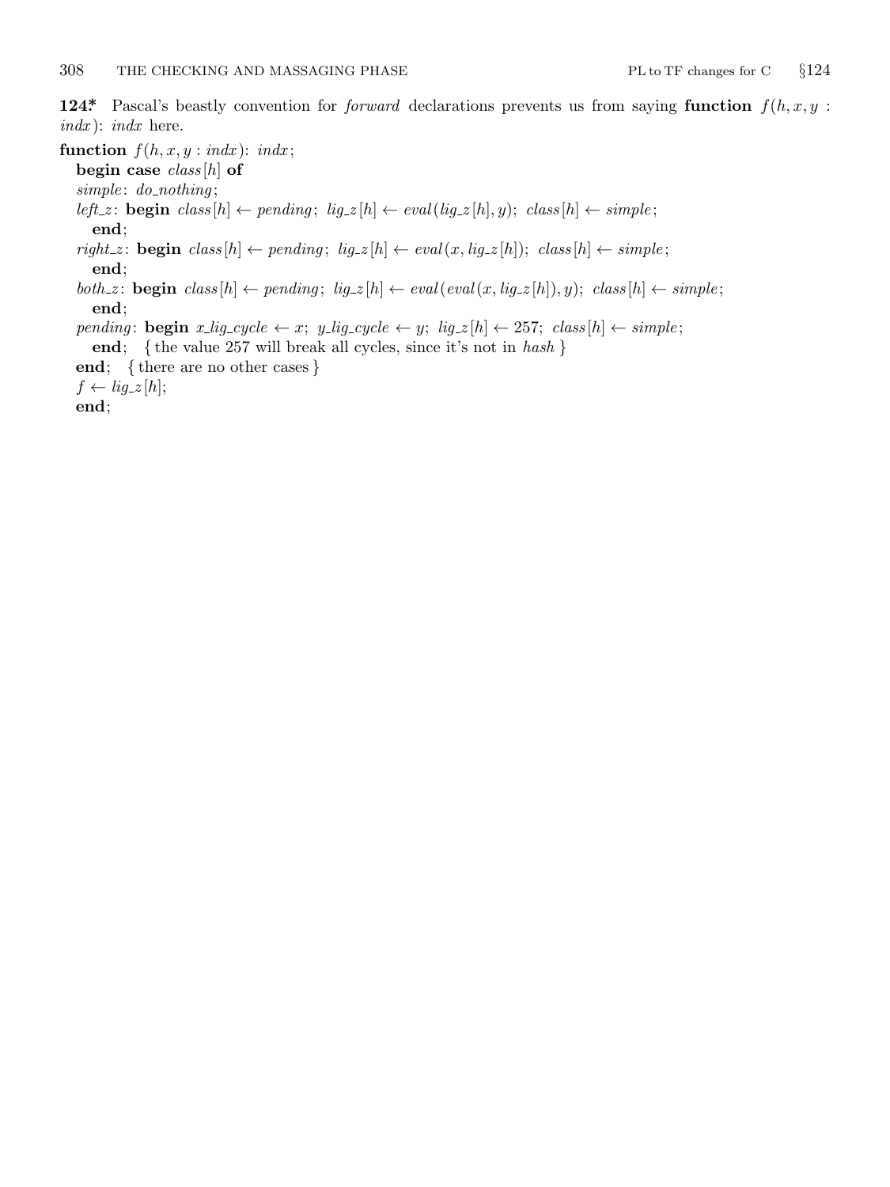**124*** Pascal's beastly convention for *forward* declarations prevents us from saying **function** $f(h, x, y : indx)$: *indx* here.

**function** $f(h, x, y : indx)$: *indx*;
  **begin case** *class*[*h*] **of**
  *simple*: *do_nothing*;
  *left_z*: **begin** *class*[*h*] ← *pending*; *lig_z*[*h*] ← *eval*(*lig_z*[*h*], *y*); *class*[*h*] ← *simple*;
    **end**;
  *right_z*: **begin** *class*[*h*] ← *pending*; *lig_z*[*h*] ← *eval*(*x*, *lig_z*[*h*]); *class*[*h*] ← *simple*;
    **end**;
  *both_z*: **begin** *class*[*h*] ← *pending*; *lig_z*[*h*] ← *eval*(*eval*(*x*, *lig_z*[*h*]), *y*); *class*[*h*] ← *simple*;
    **end**;
  *pending*: **begin** *x_lig_cycle* ← *x*; *y_lig_cycle* ← *y*; *lig_z*[*h*] ← 257; *class*[*h*] ← *simple*;
    **end**;  { the value 257 will break all cycles, since it's not in *hash* }
  **end**;  { there are no other cases }
  *f* ← *lig_z*[*h*];
  **end**;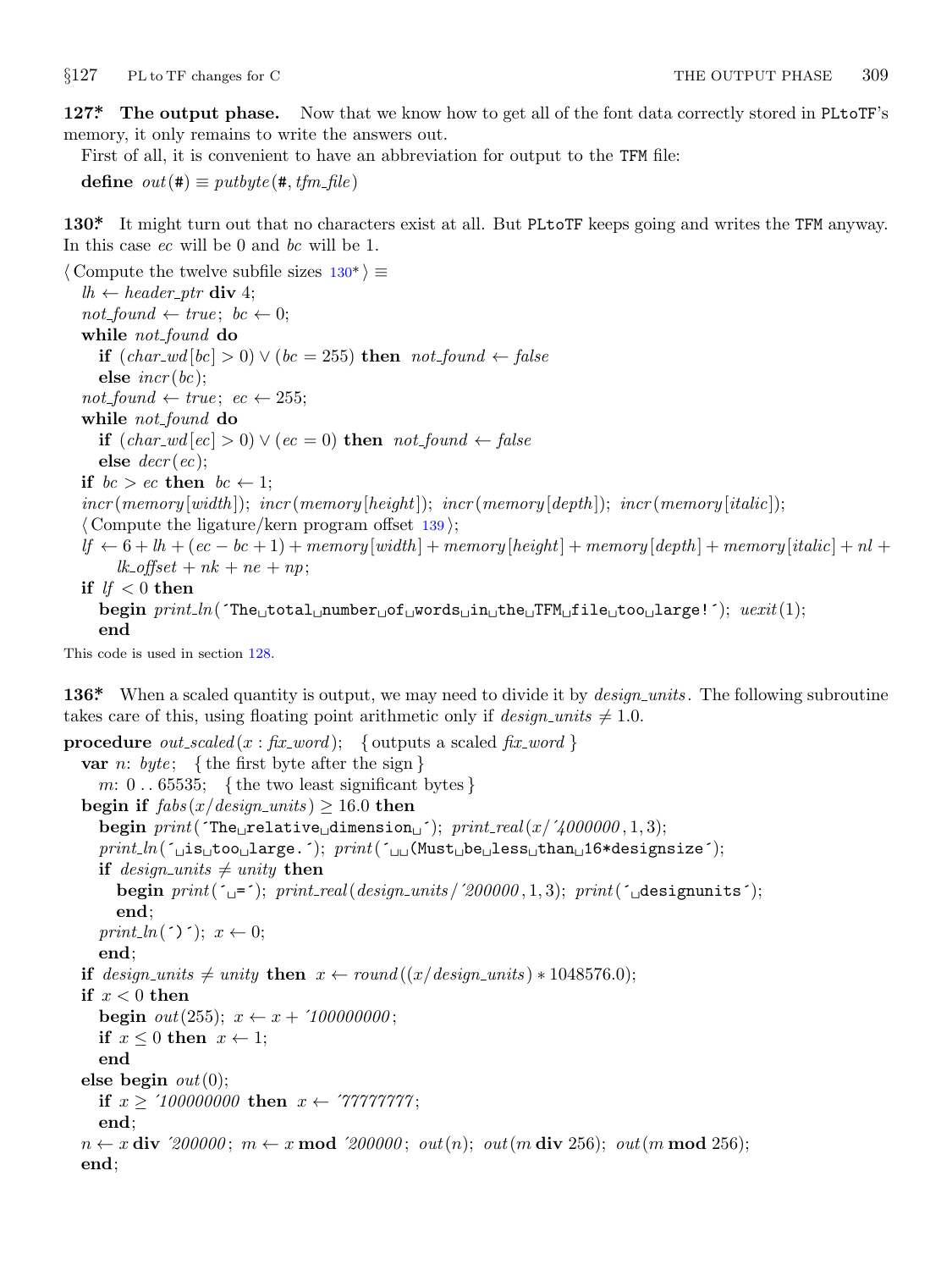**127\*. The output phase.** Now that we know how to get all of the font data correctly stored in PLtoTF's memory, it only remains to write the answers out.

First of all, it is convenient to have an abbreviation for output to the TFM file:

```
define out(#) ≡ putbyte(#, tfm_file)
```

**130\*.** It might turn out that no characters exist at all. But PLtoTF keeps going and writes the TFM anyway. In this case *ec* will be 0 and *bc* will be 1.

```
⟨Compute the twelve subfile sizes 130*⟩ ≡
  lh ← header_ptr div 4;
  not_found ← true; bc ← 0;
  while not_found do
    if (char_wd[bc] > 0) ∨ (bc = 255) then not_found ← false
    else incr(bc);
  not_found ← true; ec ← 255;
  while not_found do
    if (char_wd[ec] > 0) ∨ (ec = 0) then not_found ← false
    else decr(ec);
  if bc > ec then bc ← 1;
  incr(memory[width]); incr(memory[height]); incr(memory[depth]); incr(memory[italic]);
  ⟨Compute the ligature/kern program offset 139⟩;
  lf ← 6 + lh + (ec − bc + 1) + memory[width] + memory[height] + memory[depth] + memory[italic] + nl +
      lk_offset + nk + ne + np;
  if lf < 0 then
    begin print_ln('The total number of words in the TFM file too large!'); uexit(1);
    end
```

This code is used in section 128.

**136\*.** When a scaled quantity is output, we may need to divide it by *design_units*. The following subroutine takes care of this, using floating point arithmetic only if *design_units* ≠ 1.0.

```
procedure out_scaled(x : fix_word);   { outputs a scaled fix_word }
  var n: byte;   { the first byte after the sign }
    m: 0 .. 65535;   { the two least significant bytes }
  begin if fabs(x/design_units) ≥ 16.0 then
    begin print('The relative dimension '); print_real(x/'4000000, 1, 3);
    print_ln(' is too large.'); print('  (Must be less than 16*designsize');
    if design_units ≠ unity then
      begin print(' ='); print_real(design_units/'200000, 1, 3); print(' designunits');
      end;
    print_ln(')'); x ← 0;
    end;
  if design_units ≠ unity then x ← round((x/design_units) ∗ 1048576.0);
  if x < 0 then
    begin out(255); x ← x + '100000000;
    if x ≤ 0 then x ← 1;
    end
  else begin out(0);
    if x ≥ '100000000 then x ← '77777777;
    end;
  n ← x div '200000; m ← x mod '200000; out(n); out(m div 256); out(m mod 256);
  end;
```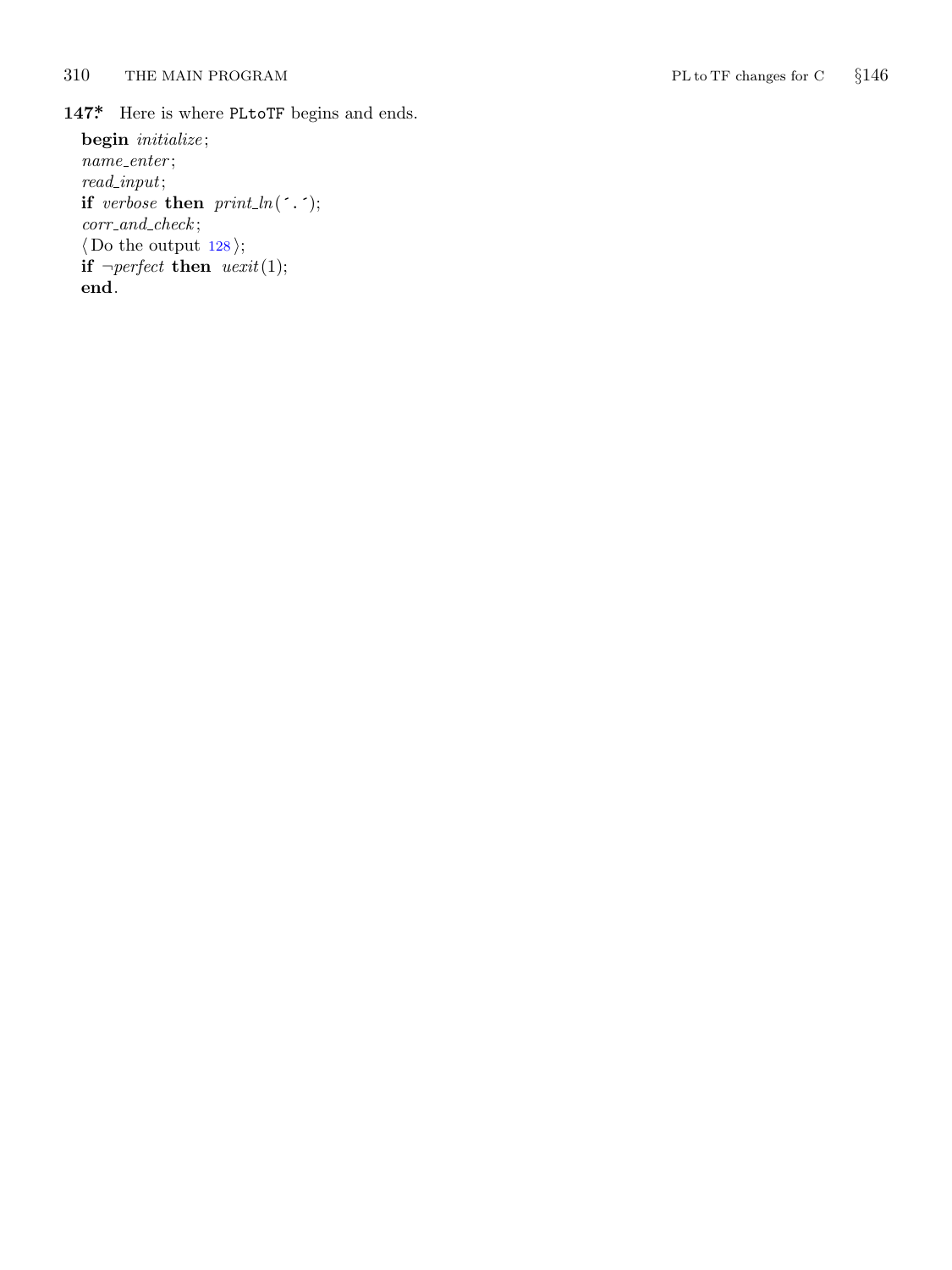**147*.** Here is where PLtoTF begins and ends.

**begin** *initialize*;
*name_enter*;
*read_input*;
**if** *verbose* **then** *print_ln*(´.´);
*corr_and_check*;
⟨ Do the output 128 ⟩;
**if** ¬*perfect* **then** *uexit*(1);
**end**.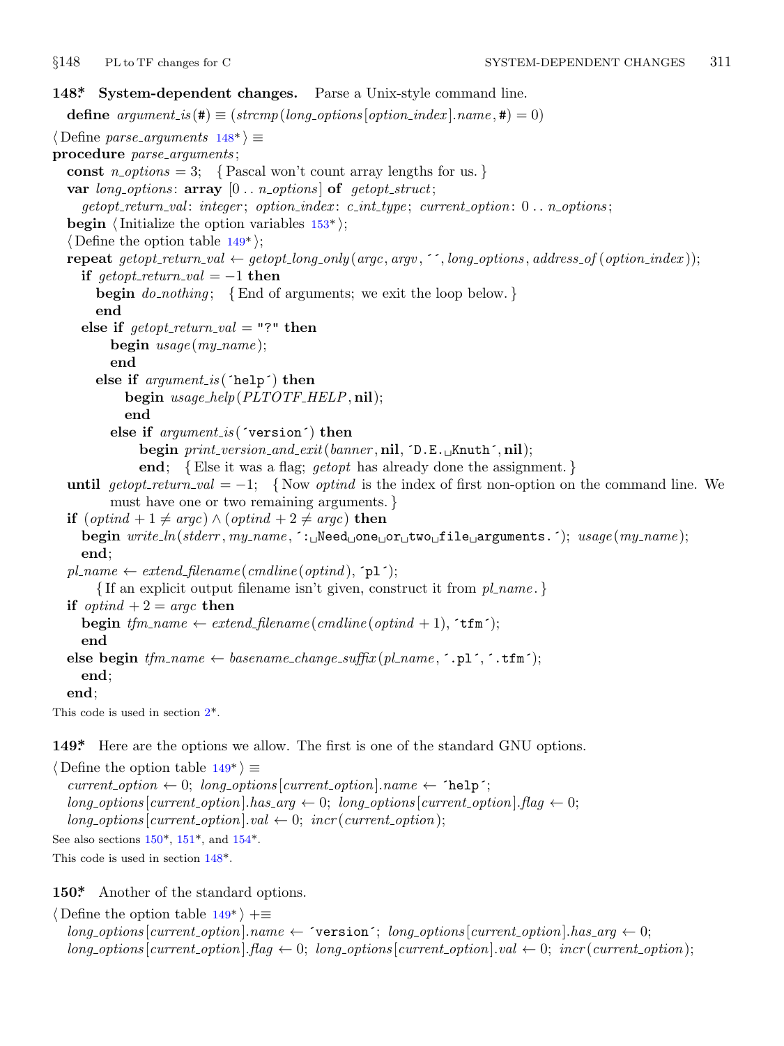**148\*. System-dependent changes.** Parse a Unix-style command line.

**define** *argument_is*(#) ≡ (*strcmp*(*long_options*[*option_index*].*name*, #) = 0)

⟨ Define *parse_arguments* 148\* ⟩ ≡

```
procedure parse_arguments;
  const n_options = 3;   { Pascal won't count array lengths for us. }
  var long_options: array [0 .. n_options] of getopt_struct;
    getopt_return_val: integer; option_index: c_int_type; current_option: 0 .. n_options;
  begin ⟨ Initialize the option variables 153* ⟩;
  ⟨ Define the option table 149* ⟩;
  repeat getopt_return_val ← getopt_long_only(argc, argv, ´´, long_options, address_of(option_index));
    if getopt_return_val = −1 then
      begin do_nothing;   { End of arguments; we exit the loop below. }
      end
    else if getopt_return_val = "?" then
        begin usage(my_name);
        end
      else if argument_is(´help´) then
          begin usage_help(PLTOTF_HELP, nil);
          end
        else if argument_is(´version´) then
            begin print_version_and_exit(banner, nil, ´D.E. Knuth´, nil);
            end;   { Else it was a flag; getopt has already done the assignment. }
  until getopt_return_val = −1;   { Now optind is the index of first non-option on the command line. We
        must have one or two remaining arguments. }
  if (optind + 1 ≠ argc) ∧ (optind + 2 ≠ argc) then
    begin write_ln(stderr, my_name, ´: Need one or two file arguments.´); usage(my_name);
    end;
  pl_name ← extend_filename(cmdline(optind), ´pl´);
      { If an explicit output filename isn't given, construct it from pl_name. }
  if optind + 2 = argc then
    begin tfm_name ← extend_filename(cmdline(optind + 1), ´tfm´);
    end
  else begin tfm_name ← basename_change_suffix(pl_name, ´.pl´, ´.tfm´);
    end;
  end;
```

This code is used in section 2\*.

**149\*.** Here are the options we allow. The first is one of the standard GNU options.

⟨ Define the option table 149\* ⟩ ≡

```
current_option ← 0; long_options[current_option].name ← ´help´;
long_options[current_option].has_arg ← 0; long_options[current_option].flag ← 0;
long_options[current_option].val ← 0; incr(current_option);
```

See also sections 150\*, 151\*, and 154\*.

This code is used in section 148\*.

**150\*.** Another of the standard options.

⟨ Define the option table 149\* ⟩ +≡

```
long_options[current_option].name ← ´version´; long_options[current_option].has_arg ← 0;
long_options[current_option].flag ← 0; long_options[current_option].val ← 0; incr(current_option);
```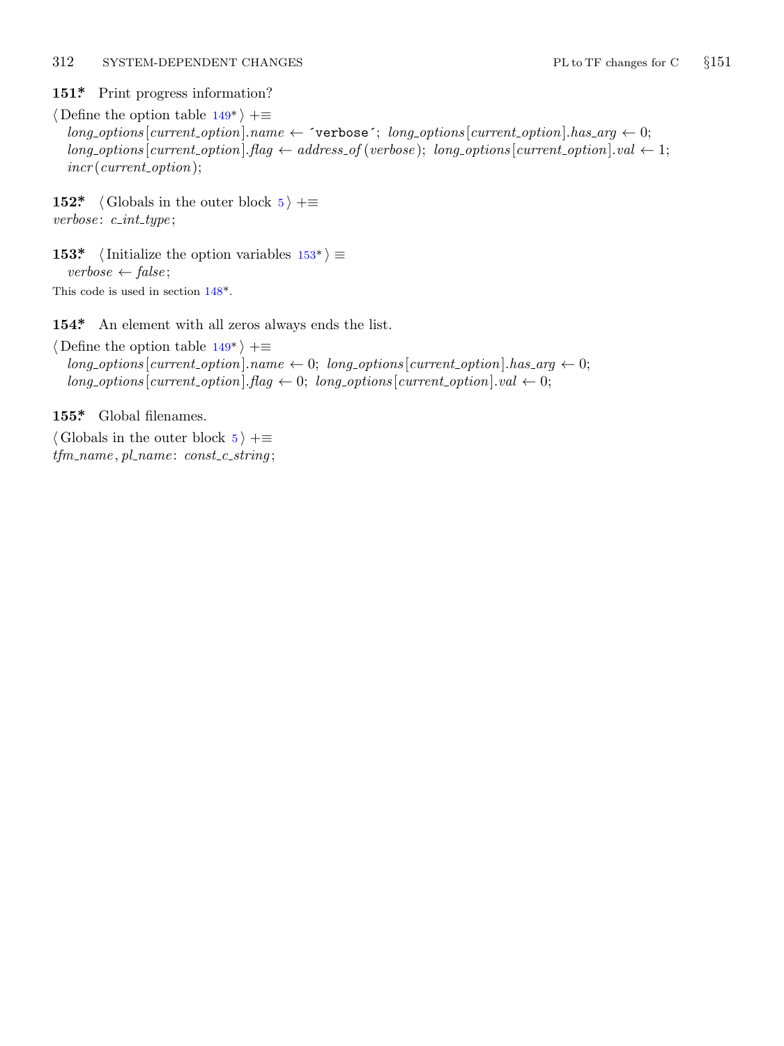**151\*.** Print progress information?

⟨ Define the option table 149\* ⟩ +≡
*long_options*[*current_option*].*name* ← ´verbose´; *long_options*[*current_option*].*has_arg* ← 0;
*long_options*[*current_option*].*flag* ← *address_of* (*verbose*); *long_options*[*current_option*].*val* ← 1;
*incr* (*current_option*);

**152\*.** ⟨ Globals in the outer block 5 ⟩ +≡
*verbose*: *c_int_type*;

**153\*.** ⟨ Initialize the option variables 153\* ⟩ ≡
*verbose* ← *false*;

This code is used in section 148\*.

**154\*.** An element with all zeros always ends the list.

⟨ Define the option table 149\* ⟩ +≡
*long_options*[*current_option*].*name* ← 0; *long_options*[*current_option*].*has_arg* ← 0;
*long_options*[*current_option*].*flag* ← 0; *long_options*[*current_option*].*val* ← 0;

**155\*.** Global filenames.

⟨ Globals in the outer block 5 ⟩ +≡
*tfm_name*, *pl_name*: *const_c_string*;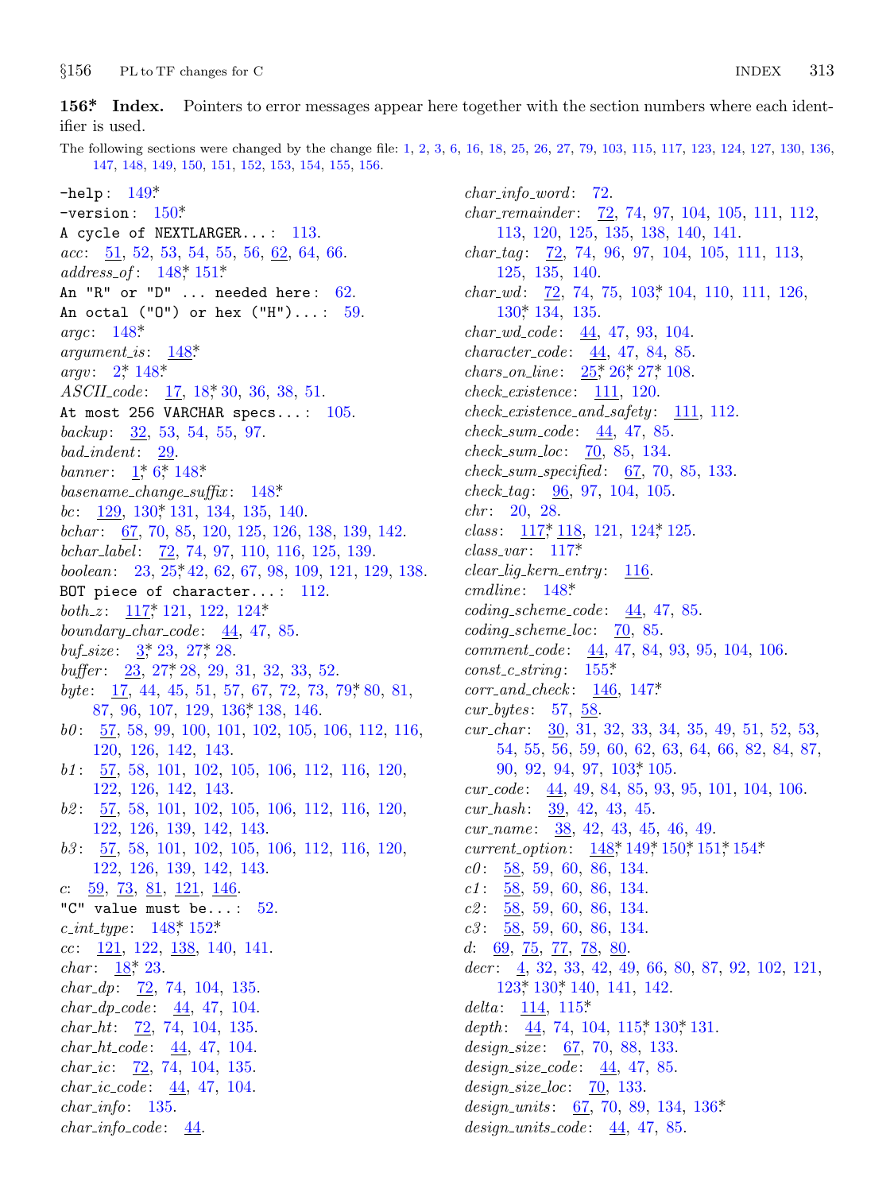**156\*. Index.** Pointers to error messages appear here together with the section numbers where each identifier is used.

The following sections were changed by the change file: 1, 2, 3, 6, 16, 18, 25, 26, 27, 79, 103, 115, 117, 123, 124, 127, 130, 136, 147, 148, 149, 150, 151, 152, 153, 154, 155, 156.

-help: 149\*
-version: 150\*
A cycle of NEXTLARGER...: 113.
*acc*: 51, 52, 53, 54, 55, 56, 62, 64, 66.
*address_of*: 148\*, 151\*
An "R" or "D" ... needed here: 62.
An octal ("O") or hex ("H")...: 59.
*argc*: 148\*
*argument_is*: 148\*
*argv*: 2\*, 148\*
*ASCII_code*: 17, 18\*, 30, 36, 38, 51.
At most 256 VARCHAR specs...: 105.
*backup*: 32, 53, 54, 55, 97.
*bad_indent*: 29.
*banner*: 1\*, 6\*, 148\*
*basename_change_suffix*: 148\*
*bc*: 129, 130\*, 131, 134, 135, 140.
*bchar*: 67, 70, 85, 120, 125, 126, 138, 139, 142.
*bchar_label*: 72, 74, 97, 110, 116, 125, 139.
*boolean*: 23, 25\*, 42, 62, 67, 98, 109, 121, 129, 138.
BOT piece of character...: 112.
*both_z*: 117\*, 121, 122, 124\*
*boundary_char_code*: 44, 47, 85.
*buf_size*: 3\*, 23, 27\*, 28.
*buffer*: 23, 27\*, 28, 29, 31, 32, 33, 52.
*byte*: 17, 44, 45, 51, 57, 67, 72, 73, 79\*, 80, 81, 87, 96, 107, 129, 136\*, 138, 146.
*b0*: 57, 58, 99, 100, 101, 102, 105, 106, 112, 116, 120, 126, 142, 143.
*b1*: 57, 58, 101, 102, 105, 106, 112, 116, 120, 122, 126, 142, 143.
*b2*: 57, 58, 101, 102, 105, 106, 112, 116, 120, 122, 126, 139, 142, 143.
*b3*: 57, 58, 101, 102, 105, 106, 112, 116, 120, 122, 126, 139, 142, 143.
*c*: 59, 73, 81, 121, 146.
"C" value must be...: 52.
*c_int_type*: 148\*, 152\*
*cc*: 121, 122, 138, 140, 141.
*char*: 18\*, 23.
*char_dp*: 72, 74, 104, 135.
*char_dp_code*: 44, 47, 104.
*char_ht*: 72, 74, 104, 135.
*char_ht_code*: 44, 47, 104.
*char_ic*: 72, 74, 104, 135.
*char_ic_code*: 44, 47, 104.
*char_info*: 135.
*char_info_code*: 44.
*char_info_word*: 72.
*char_remainder*: 72, 74, 97, 104, 105, 111, 112, 113, 120, 125, 135, 138, 140, 141.
*char_tag*: 72, 74, 96, 97, 104, 105, 111, 113, 125, 135, 140.
*char_wd*: 72, 74, 75, 103\*, 104, 110, 111, 126, 130\*, 134, 135.
*char_wd_code*: 44, 47, 93, 104.
*character_code*: 44, 47, 84, 85.
*chars_on_line*: 25\*, 26\*, 27\*, 108.
*check_existence*: 111, 120.
*check_existence_and_safety*: 111, 112.
*check_sum_code*: 44, 47, 85.
*check_sum_loc*: 70, 85, 134.
*check_sum_specified*: 67, 70, 85, 133.
*check_tag*: 96, 97, 104, 105.
*chr*: 20, 28.
*class*: 117\*, 118, 121, 124\*, 125.
*class_var*: 117\*
*clear_lig_kern_entry*: 116.
*cmdline*: 148\*
*coding_scheme_code*: 44, 47, 85.
*coding_scheme_loc*: 70, 85.
*comment_code*: 44, 47, 84, 93, 95, 104, 106.
*const_c_string*: 155\*
*corr_and_check*: 146, 147\*
*cur_bytes*: 57, 58.
*cur_char*: 30, 31, 32, 33, 34, 35, 49, 51, 52, 53, 54, 55, 56, 59, 60, 62, 63, 64, 66, 82, 84, 87, 90, 92, 94, 97, 103\*, 105.
*cur_code*: 44, 49, 84, 85, 93, 95, 101, 104, 106.
*cur_hash*: 39, 42, 43, 45.
*cur_name*: 38, 42, 43, 45, 46, 49.
*current_option*: 148\*, 149\*, 150\*, 151\*, 154\*
*c0*: 58, 59, 60, 86, 134.
*c1*: 58, 59, 60, 86, 134.
*c2*: 58, 59, 60, 86, 134.
*c3*: 58, 59, 60, 86, 134.
*d*: 69, 75, 77, 78, 80.
*decr*: 4, 32, 33, 42, 49, 66, 80, 87, 92, 102, 121, 123\*, 130\*, 140, 141, 142.
*delta*: 114, 115\*
*depth*: 44, 74, 104, 115\*, 130\*, 131.
*design_size*: 67, 70, 88, 133.
*design_size_code*: 44, 47, 85.
*design_size_loc*: 70, 133.
*design_units*: 67, 70, 89, 134, 136\*
*design_units_code*: 44, 47, 85.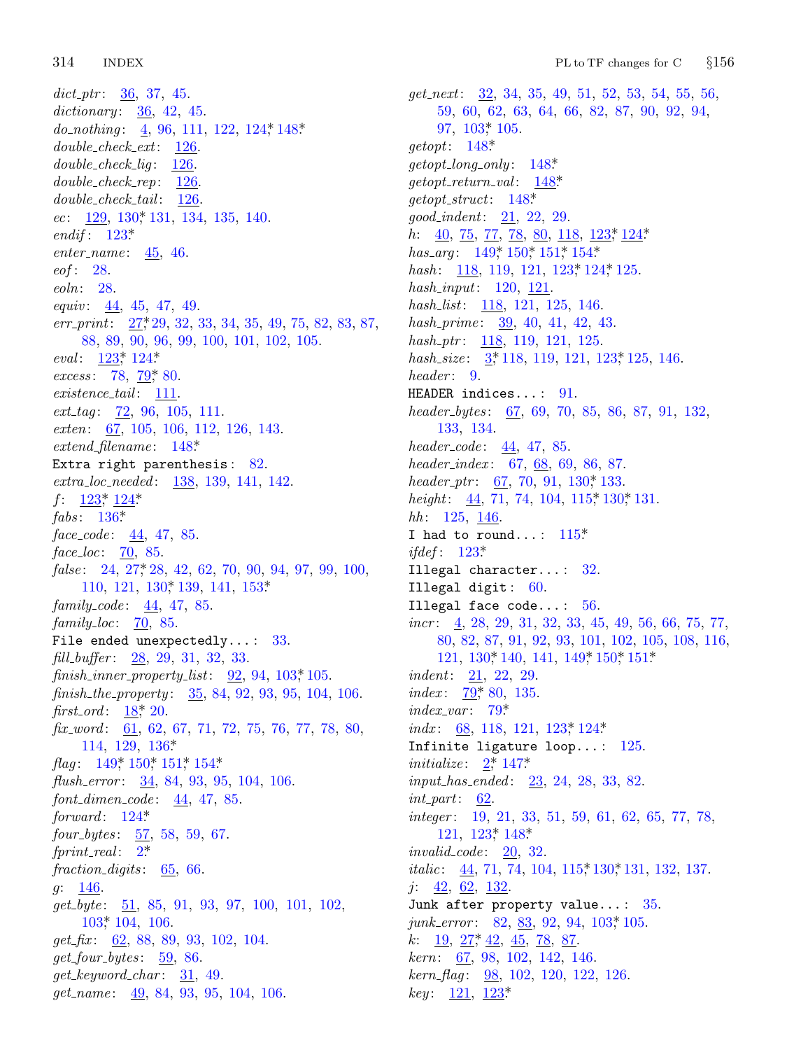*dict_ptr*: 36, 37, 45.
*dictionary*: 36, 42, 45.
*do_nothing*: 4, 96, 111, 122, 124*, 148*.
*double_check_ext*: 126.
*double_check_lig*: 126.
*double_check_rep*: 126.
*double_check_tail*: 126.
*ec*: 129, 130*, 131, 134, 135, 140.
*endif*: 123*.
*enter_name*: 45, 46.
*eof*: 28.
*eoln*: 28.
*equiv*: 44, 45, 47, 49.
*err_print*: 27*, 29, 32, 33, 34, 35, 49, 75, 82, 83, 87, 88, 89, 90, 96, 99, 100, 101, 102, 105.
*eval*: 123*, 124*.
*excess*: 78, 79*, 80.
*existence_tail*: 111.
*ext_tag*: 72, 96, 105, 111.
*exten*: 67, 105, 106, 112, 126, 143.
*extend_filename*: 148*.
`Extra right parenthesis`: 82.
*extra_loc_needed*: 138, 139, 141, 142.
*f*: 123*, 124*.
*fabs*: 136*.
*face_code*: 44, 47, 85.
*face_loc*: 70, 85.
*false*: 24, 27*, 28, 42, 62, 70, 90, 94, 97, 99, 100, 110, 121, 130*, 139, 141, 153*.
*family_code*: 44, 47, 85.
*family_loc*: 70, 85.
`File ended unexpectedly...`: 33.
*fill_buffer*: 28, 29, 31, 32, 33.
*finish_inner_property_list*: 92, 94, 103*, 105.
*finish_the_property*: 35, 84, 92, 93, 95, 104, 106.
*first_ord*: 18*, 20.
*fix_word*: 61, 62, 67, 71, 72, 75, 76, 77, 78, 80, 114, 129, 136*.
*flag*: 149*, 150*, 151*, 154*.
*flush_error*: 34, 84, 93, 95, 104, 106.
*font_dimen_code*: 44, 47, 85.
*forward*: 124*.
*four_bytes*: 57, 58, 59, 67.
*fprint_real*: 2*.
*fraction_digits*: 65, 66.
*g*: 146.
*get_byte*: 51, 85, 91, 93, 97, 100, 101, 102, 103*, 104, 106.
*get_fix*: 62, 88, 89, 93, 102, 104.
*get_four_bytes*: 59, 86.
*get_keyword_char*: 31, 49.
*get_name*: 49, 84, 93, 95, 104, 106.
*get_next*: 32, 34, 35, 49, 51, 52, 53, 54, 55, 56, 59, 60, 62, 63, 64, 66, 82, 87, 90, 92, 94, 97, 103*, 105.
*getopt*: 148*.
*getopt_long_only*: 148*.
*getopt_return_val*: 148*.
*getopt_struct*: 148*.
*good_indent*: 21, 22, 29.
*h*: 40, 75, 77, 78, 80, 118, 123*, 124*.
*has_arg*: 149*, 150*, 151*, 154*.
*hash*: 118, 119, 121, 123*, 124*, 125.
*hash_input*: 120, 121.
*hash_list*: 118, 121, 125, 146.
*hash_prime*: 39, 40, 41, 42, 43.
*hash_ptr*: 118, 119, 121, 125.
*hash_size*: 3*, 118, 119, 121, 123*, 125, 146.
*header*: 9.
`HEADER indices...`: 91.
*header_bytes*: 67, 69, 70, 85, 86, 87, 91, 132, 133, 134.
*header_code*: 44, 47, 85.
*header_index*: 67, 68, 69, 86, 87.
*header_ptr*: 67, 70, 91, 130*, 133.
*height*: 44, 71, 74, 104, 115*, 130*, 131.
*hh*: 125, 146.
`I had to round...`: 115*.
*ifdef*: 123*.
`Illegal character...`: 32.
`Illegal digit`: 60.
`Illegal face code...`: 56.
*incr*: 4, 28, 29, 31, 32, 33, 45, 49, 56, 66, 75, 77, 80, 82, 87, 91, 92, 93, 101, 102, 105, 108, 116, 121, 130*, 140, 141, 149*, 150*, 151*.
*indent*: 21, 22, 29.
*index*: 79*, 80, 135.
*index_var*: 79*.
*indx*: 68, 118, 121, 123*, 124*.
`Infinite ligature loop...`: 125.
*initialize*: 2*, 147*.
*input_has_ended*: 23, 24, 28, 33, 82.
*int_part*: 62.
*integer*: 19, 21, 33, 51, 59, 61, 62, 65, 77, 78, 121, 123*, 148*.
*invalid_code*: 20, 32.
*italic*: 44, 71, 74, 104, 115*, 130*, 131, 132, 137.
*j*: 42, 62, 132.
`Junk after property value...`: 35.
*junk_error*: 82, 83, 92, 94, 103*, 105.
*k*: 19, 27*, 42, 45, 78, 87.
*kern*: 67, 98, 102, 142, 146.
*kern_flag*: 98, 102, 120, 122, 126.
*key*: 121, 123*.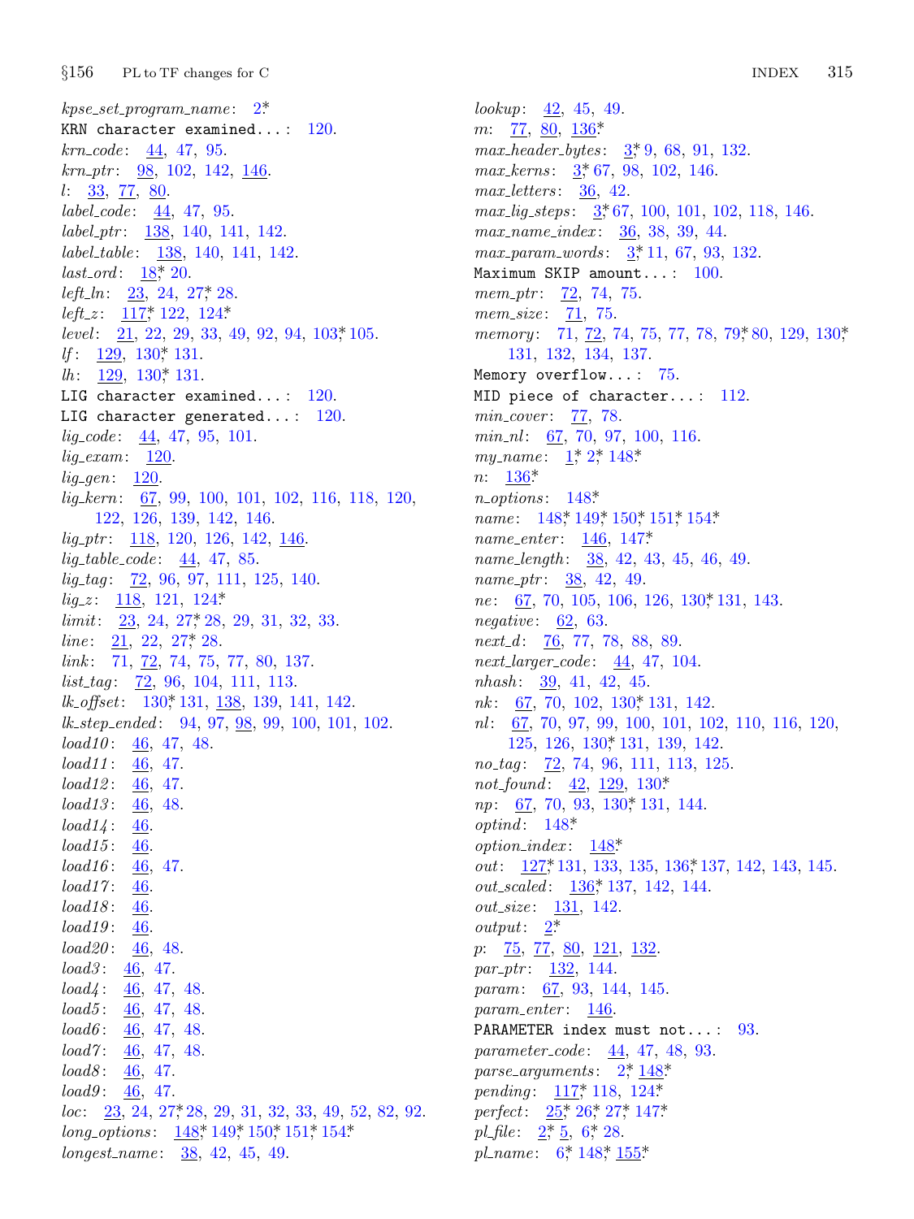*kpse_set_program_name*: 2*
`KRN character examined...`: 120.
*krn_code*: 44, 47, 95.
*krn_ptr*: 98, 102, 142, 146.
*l*: 33, 77, 80.
*label_code*: 44, 47, 95.
*label_ptr*: 138, 140, 141, 142.
*label_table*: 138, 140, 141, 142.
*last_ord*: 18*, 20.
*left_ln*: 23, 24, 27*, 28.
*left_z*: 117*, 122, 124*.
*level*: 21, 22, 29, 33, 49, 92, 94, 103*, 105.
*lf*: 129, 130*, 131.
*lh*: 129, 130*, 131.
`LIG character examined...`: 120.
`LIG character generated...`: 120.
*lig_code*: 44, 47, 95, 101.
*lig_exam*: 120.
*lig_gen*: 120.
*lig_kern*: 67, 99, 100, 101, 102, 116, 118, 120, 122, 126, 139, 142, 146.
*lig_ptr*: 118, 120, 126, 142, 146.
*lig_table_code*: 44, 47, 85.
*lig_tag*: 72, 96, 97, 111, 125, 140.
*lig_z*: 118, 121, 124*.
*limit*: 23, 24, 27*, 28, 29, 31, 32, 33.
*line*: 21, 22, 27*, 28.
*link*: 71, 72, 74, 75, 77, 80, 137.
*list_tag*: 72, 96, 104, 111, 113.
*lk_offset*: 130*, 131, 138, 139, 141, 142.
*lk_step_ended*: 94, 97, 98, 99, 100, 101, 102.
*load10*: 46, 47, 48.
*load11*: 46, 47.
*load12*: 46, 47.
*load13*: 46, 48.
*load14*: 46.
*load15*: 46.
*load16*: 46, 47.
*load17*: 46.
*load18*: 46.
*load19*: 46.
*load20*: 46, 48.
*load3*: 46, 47.
*load4*: 46, 47, 48.
*load5*: 46, 47, 48.
*load6*: 46, 47, 48.
*load7*: 46, 47, 48.
*load8*: 46, 47.
*load9*: 46, 47.
*loc*: 23, 24, 27*, 28, 29, 31, 32, 33, 49, 52, 82, 92.
*long_options*: 148*, 149*, 150*, 151*, 154*.
*longest_name*: 38, 42, 45, 49.
*lookup*: 42, 45, 49.
*m*: 77, 80, 136*.
*max_header_bytes*: 3*, 9, 68, 91, 132.
*max_kerns*: 3*, 67, 98, 102, 146.
*max_letters*: 36, 42.
*max_lig_steps*: 3*, 67, 100, 101, 102, 118, 146.
*max_name_index*: 36, 38, 39, 44.
*max_param_words*: 3*, 11, 67, 93, 132.
`Maximum SKIP amount...`: 100.
*mem_ptr*: 72, 74, 75.
*mem_size*: 71, 75.
*memory*: 71, 72, 74, 75, 77, 78, 79*, 80, 129, 130*, 131, 132, 134, 137.
`Memory overflow...`: 75.
`MID piece of character...`: 112.
*min_cover*: 77, 78.
*min_nl*: 67, 70, 97, 100, 116.
*my_name*: 1*, 2*, 148*.
*n*: 136*.
*n_options*: 148*.
*name*: 148*, 149*, 150*, 151*, 154*.
*name_enter*: 146, 147*.
*name_length*: 38, 42, 43, 45, 46, 49.
*name_ptr*: 38, 42, 49.
*ne*: 67, 70, 105, 106, 126, 130*, 131, 143.
*negative*: 62, 63.
*next_d*: 76, 77, 78, 88, 89.
*next_larger_code*: 44, 47, 104.
*nhash*: 39, 41, 42, 45.
*nk*: 67, 70, 102, 130*, 131, 142.
*nl*: 67, 70, 97, 99, 100, 101, 102, 110, 116, 120, 125, 126, 130*, 131, 139, 142.
*no_tag*: 72, 74, 96, 111, 113, 125.
*not_found*: 42, 129, 130*.
*np*: 67, 70, 93, 130*, 131, 144.
*optind*: 148*.
*option_index*: 148*.
*out*: 127*, 131, 133, 135, 136*, 137, 142, 143, 145.
*out_scaled*: 136*, 137, 142, 144.
*out_size*: 131, 142.
*output*: 2*.
*p*: 75, 77, 80, 121, 132.
*par_ptr*: 132, 144.
*param*: 67, 93, 144, 145.
*param_enter*: 146.
`PARAMETER index must not...`: 93.
*parameter_code*: 44, 47, 48, 93.
*parse_arguments*: 2*, 148*.
*pending*: 117*, 118, 124*.
*perfect*: 25*, 26*, 27*, 147*.
*pl_file*: 2*, 5, 6*, 28.
*pl_name*: 6*, 148*, 155*.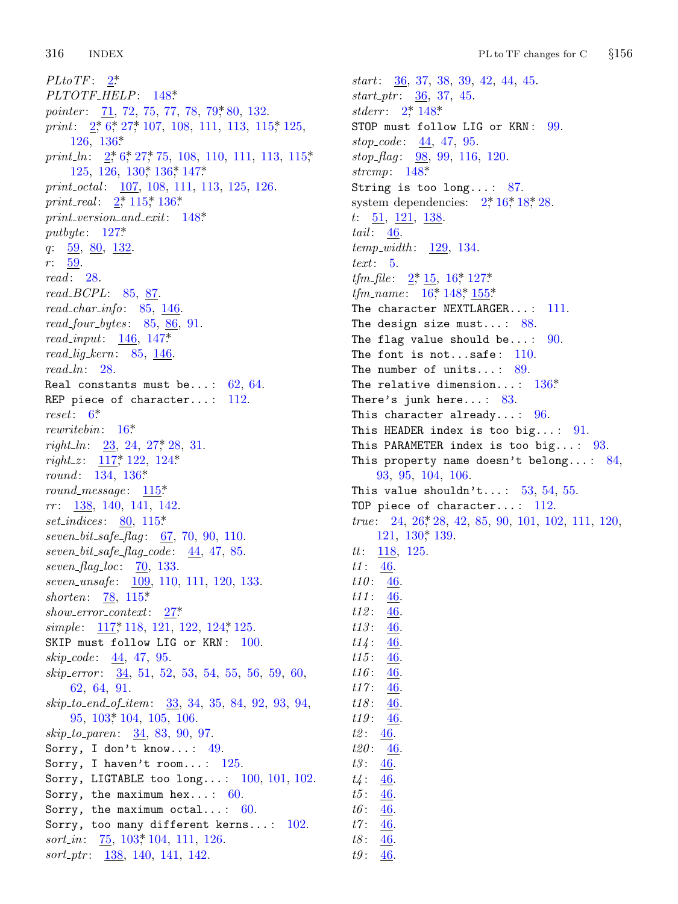*PLtoTF*: 2*
*PLTOTF_HELP*: 148*
*pointer*: 71, 72, 75, 77, 78, 79*, 80, 132.
*print*: 2*, 6*, 27*, 107, 108, 111, 113, 115*, 125, 126, 136*
*print_ln*: 2*, 6*, 27*, 75, 108, 110, 111, 113, 115*, 125, 126, 130*, 136*, 147*
*print_octal*: 107, 108, 111, 113, 125, 126.
*print_real*: 2*, 115*, 136*
*print_version_and_exit*: 148*
*putbyte*: 127*
*q*: 59, 80, 132.
*r*: 59.
*read*: 28.
*read_BCPL*: 85, 87.
*read_char_info*: 85, 146.
*read_four_bytes*: 85, 86, 91.
*read_input*: 146, 147*
*read_lig_kern*: 85, 146.
*read_ln*: 28.
`Real constants must be...`: 62, 64.
`REP piece of character...`: 112.
*reset*: 6*
*rewritebin*: 16*
*right_ln*: 23, 24, 27*, 28, 31.
*right_z*: 117*, 122, 124*
*round*: 134, 136*
*round_message*: 115*
*rr*: 138, 140, 141, 142.
*set_indices*: 80, 115*
*seven_bit_safe_flag*: 67, 70, 90, 110.
*seven_bit_safe_flag_code*: 44, 47, 85.
*seven_flag_loc*: 70, 133.
*seven_unsafe*: 109, 110, 111, 120, 133.
*shorten*: 78, 115*
*show_error_context*: 27*
*simple*: 117*, 118, 121, 122, 124*, 125.
`SKIP must follow LIG or KRN`: 100.
*skip_code*: 44, 47, 95.
*skip_error*: 34, 51, 52, 53, 54, 55, 56, 59, 60, 62, 64, 91.
*skip_to_end_of_item*: 33, 34, 35, 84, 92, 93, 94, 95, 103*, 104, 105, 106.
*skip_to_paren*: 34, 83, 90, 97.
`Sorry, I don't know...`: 49.
`Sorry, I haven't room...`: 125.
`Sorry, LIGTABLE too long...`: 100, 101, 102.
`Sorry, the maximum hex...`: 60.
`Sorry, the maximum octal...`: 60.
`Sorry, too many different kerns...`: 102.
*sort_in*: 75, 103*, 104, 111, 126.
*sort_ptr*: 138, 140, 141, 142.
*start*: 36, 37, 38, 39, 42, 44, 45.
*start_ptr*: 36, 37, 45.
*stderr*: 2*, 148*
`STOP must follow LIG or KRN`: 99.
*stop_code*: 44, 47, 95.
*stop_flag*: 98, 99, 116, 120.
*strcmp*: 148*
`String is too long...`: 87.
system dependencies: 2*, 16*, 18*, 28.
*t*: 51, 121, 138.
*tail*: 46.
*temp_width*: 129, 134.
*text*: 5.
*tfm_file*: 2*, 15, 16*, 127*
*tfm_name*: 16*, 148*, 155*
`The character NEXTLARGER...`: 111.
`The design size must...`: 88.
`The flag value should be...`: 90.
`The font is not...safe`: 110.
`The number of units...`: 89.
`The relative dimension...`: 136*
`There's junk here...`: 83.
`This character already...`: 96.
`This HEADER index is too big...`: 91.
`This PARAMETER index is too big...`: 93.
`This property name doesn't belong...`: 84, 93, 95, 104, 106.
`This value shouldn't...`: 53, 54, 55.
`TOP piece of character...`: 112.
*true*: 24, 26*, 28, 42, 85, 90, 101, 102, 111, 120, 121, 130*, 139.
*tt*: 118, 125.
*t1*: 46.
*t10*: 46.
*t11*: 46.
*t12*: 46.
*t13*: 46.
*t14*: 46.
*t15*: 46.
*t16*: 46.
*t17*: 46.
*t18*: 46.
*t19*: 46.
*t2*: 46.
*t20*: 46.
*t3*: 46.
*t4*: 46.
*t5*: 46.
*t6*: 46.
*t7*: 46.
*t8*: 46.
*t9*: 46.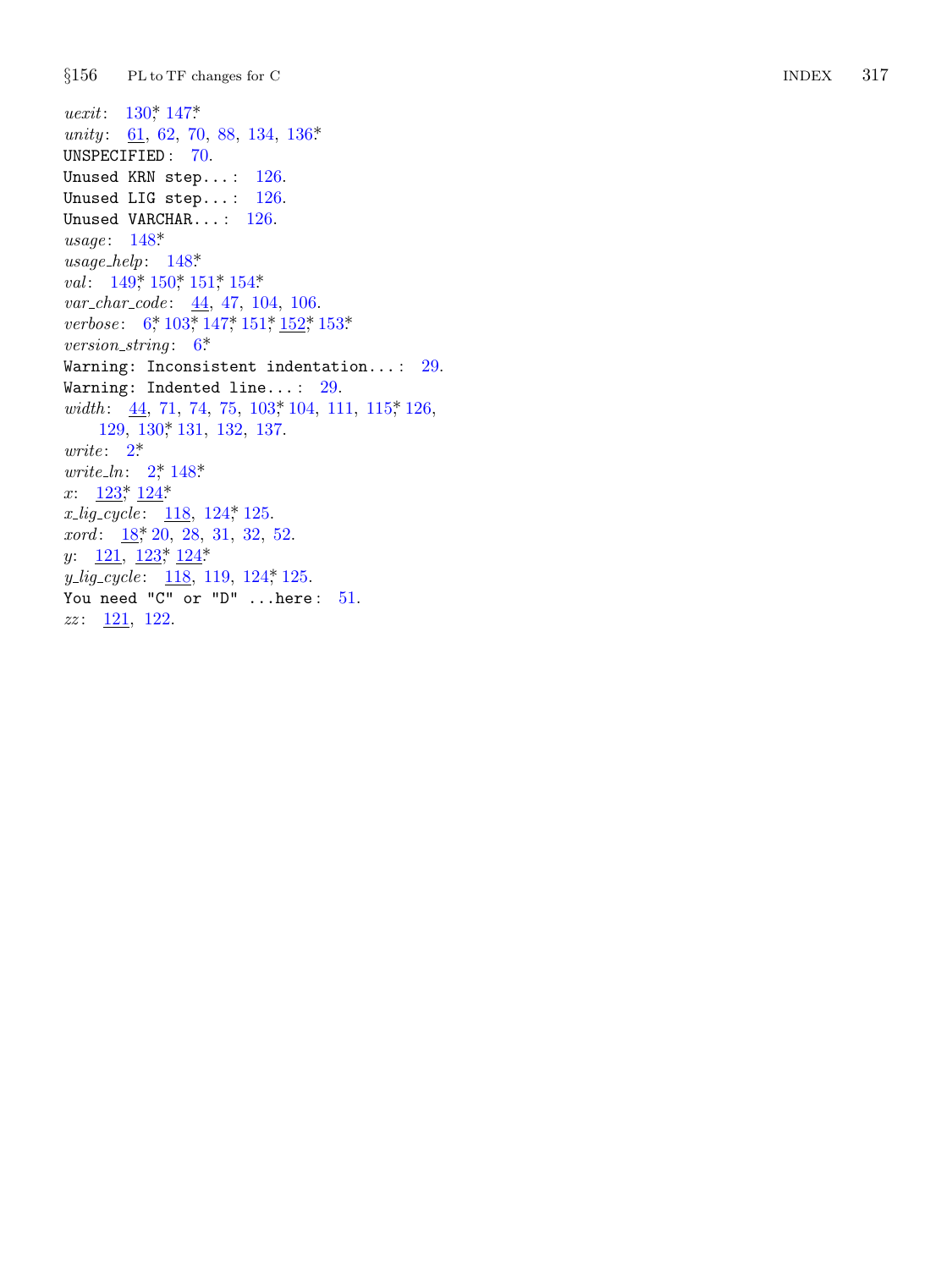*uexit*: 130*, 147*

*unity*: 61, 62, 70, 88, 134, 136*

`UNSPECIFIED`: 70.

`Unused KRN step...`: 126.

`Unused LIG step...`: 126.

`Unused VARCHAR...`: 126.

*usage*: 148*

*usage_help*: 148*

*val*: 149*, 150*, 151*, 154*

*var_char_code*: 44, 47, 104, 106.

*verbose*: 6*, 103*, 147*, 151*, 152*, 153*

*version_string*: 6*

`Warning: Inconsistent indentation...`: 29.

`Warning: Indented line...`: 29.

*width*: 44, 71, 74, 75, 103*, 104, 111, 115*, 126, 129, 130*, 131, 132, 137.

*write*: 2*

*write_ln*: 2*, 148*

*x*: 123*, 124*

*x_lig_cycle*: 118, 124*, 125.

*xord*: 18*, 20, 28, 31, 32, 52.

*y*: 121, 123*, 124*

*y_lig_cycle*: 118, 119, 124*, 125.

`You need "C" or "D" ...here`: 51.

*zz*: 121, 122.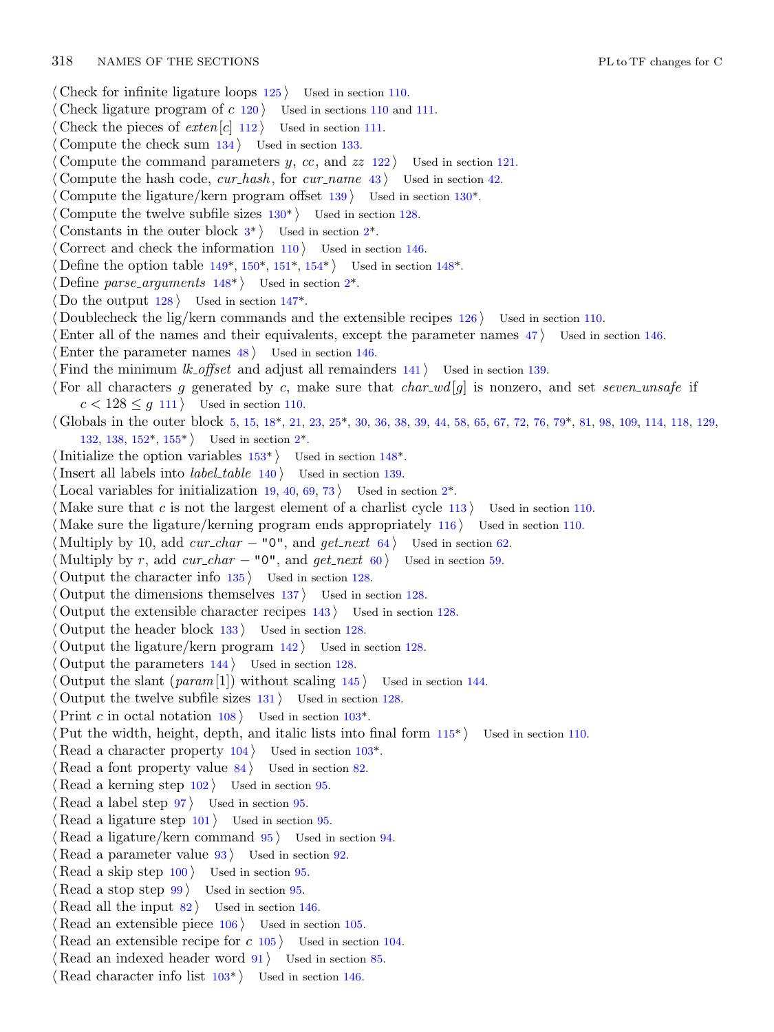⟨ Check for infinite ligature loops 125 ⟩ Used in section 110.
⟨ Check ligature program of $c$ 120 ⟩ Used in sections 110 and 111.
⟨ Check the pieces of *exten*[$c$] 112 ⟩ Used in section 111.
⟨ Compute the check sum 134 ⟩ Used in section 133.
⟨ Compute the command parameters $y$, $cc$, and $zz$ 122 ⟩ Used in section 121.
⟨ Compute the hash code, *cur_hash*, for *cur_name* 43 ⟩ Used in section 42.
⟨ Compute the ligature/kern program offset 139 ⟩ Used in section 130*.
⟨ Compute the twelve subfile sizes 130* ⟩ Used in section 128.
⟨ Constants in the outer block 3* ⟩ Used in section 2*.
⟨ Correct and check the information 110 ⟩ Used in section 146.
⟨ Define the option table 149*, 150*, 151*, 154* ⟩ Used in section 148*.
⟨ Define *parse_arguments* 148* ⟩ Used in section 2*.
⟨ Do the output 128 ⟩ Used in section 147*.
⟨ Doublecheck the lig/kern commands and the extensible recipes 126 ⟩ Used in section 110.
⟨ Enter all of the names and their equivalents, except the parameter names 47 ⟩ Used in section 146.
⟨ Enter the parameter names 48 ⟩ Used in section 146.
⟨ Find the minimum *lk_offset* and adjust all remainders 141 ⟩ Used in section 139.
⟨ For all characters $g$ generated by $c$, make sure that *char_wd*[$g$] is nonzero, and set *seven_unsafe* if $c < 128 \le g$ 111 ⟩ Used in section 110.
⟨ Globals in the outer block 5, 15, 18*, 21, 23, 25*, 30, 36, 38, 39, 44, 58, 65, 67, 72, 76, 79*, 81, 98, 109, 114, 118, 129, 132, 138, 152*, 155* ⟩ Used in section 2*.
⟨ Initialize the option variables 153* ⟩ Used in section 148*.
⟨ Insert all labels into *label_table* 140 ⟩ Used in section 139.
⟨ Local variables for initialization 19, 40, 69, 73 ⟩ Used in section 2*.
⟨ Make sure that $c$ is not the largest element of a charlist cycle 113 ⟩ Used in section 110.
⟨ Make sure the ligature/kerning program ends appropriately 116 ⟩ Used in section 110.
⟨ Multiply by 10, add *cur_char* − "0", and *get_next* 64 ⟩ Used in section 62.
⟨ Multiply by $r$, add *cur_char* − "0", and *get_next* 60 ⟩ Used in section 59.
⟨ Output the character info 135 ⟩ Used in section 128.
⟨ Output the dimensions themselves 137 ⟩ Used in section 128.
⟨ Output the extensible character recipes 143 ⟩ Used in section 128.
⟨ Output the header block 133 ⟩ Used in section 128.
⟨ Output the ligature/kern program 142 ⟩ Used in section 128.
⟨ Output the parameters 144 ⟩ Used in section 128.
⟨ Output the slant (*param*[1]) without scaling 145 ⟩ Used in section 144.
⟨ Output the twelve subfile sizes 131 ⟩ Used in section 128.
⟨ Print $c$ in octal notation 108 ⟩ Used in section 103*.
⟨ Put the width, height, depth, and italic lists into final form 115* ⟩ Used in section 110.
⟨ Read a character property 104 ⟩ Used in section 103*.
⟨ Read a font property value 84 ⟩ Used in section 82.
⟨ Read a kerning step 102 ⟩ Used in section 95.
⟨ Read a label step 97 ⟩ Used in section 95.
⟨ Read a ligature step 101 ⟩ Used in section 95.
⟨ Read a ligature/kern command 95 ⟩ Used in section 94.
⟨ Read a parameter value 93 ⟩ Used in section 92.
⟨ Read a skip step 100 ⟩ Used in section 95.
⟨ Read a stop step 99 ⟩ Used in section 95.
⟨ Read all the input 82 ⟩ Used in section 146.
⟨ Read an extensible piece 106 ⟩ Used in section 105.
⟨ Read an extensible recipe for $c$ 105 ⟩ Used in section 104.
⟨ Read an indexed header word 91 ⟩ Used in section 85.
⟨ Read character info list 103* ⟩ Used in section 146.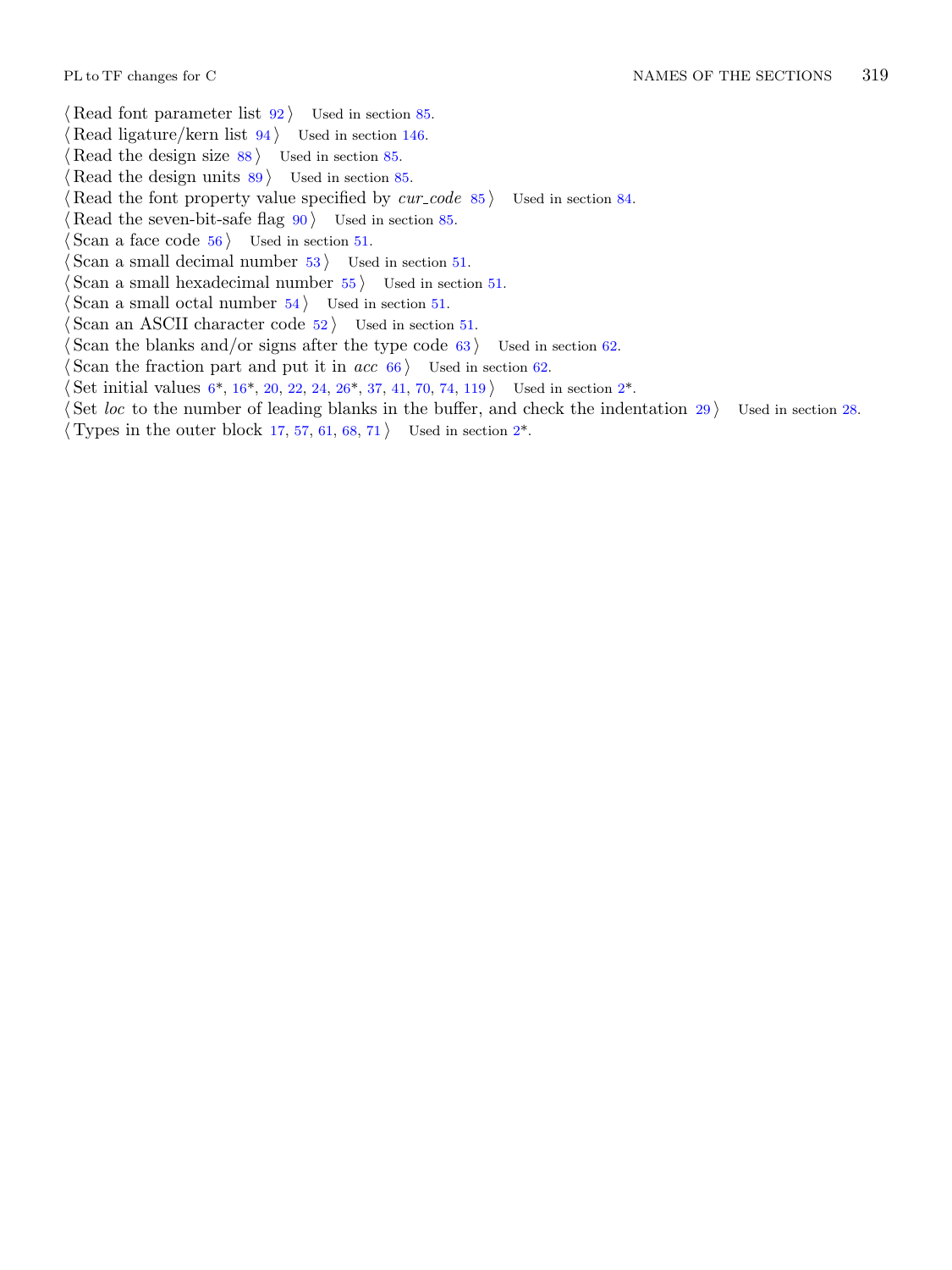⟨ Read font parameter list 92 ⟩ Used in section 85.
⟨ Read ligature/kern list 94 ⟩ Used in section 146.
⟨ Read the design size 88 ⟩ Used in section 85.
⟨ Read the design units 89 ⟩ Used in section 85.
⟨ Read the font property value specified by *cur_code* 85 ⟩ Used in section 84.
⟨ Read the seven-bit-safe flag 90 ⟩ Used in section 85.
⟨ Scan a face code 56 ⟩ Used in section 51.
⟨ Scan a small decimal number 53 ⟩ Used in section 51.
⟨ Scan a small hexadecimal number 55 ⟩ Used in section 51.
⟨ Scan a small octal number 54 ⟩ Used in section 51.
⟨ Scan an ASCII character code 52 ⟩ Used in section 51.
⟨ Scan the blanks and/or signs after the type code 63 ⟩ Used in section 62.
⟨ Scan the fraction part and put it in *acc* 66 ⟩ Used in section 62.
⟨ Set initial values 6*, 16*, 20, 22, 24, 26*, 37, 41, 70, 74, 119 ⟩ Used in section 2*.
⟨ Set *loc* to the number of leading blanks in the buffer, and check the indentation 29 ⟩ Used in section 28.
⟨ Types in the outer block 17, 57, 61, 68, 71 ⟩ Used in section 2*.